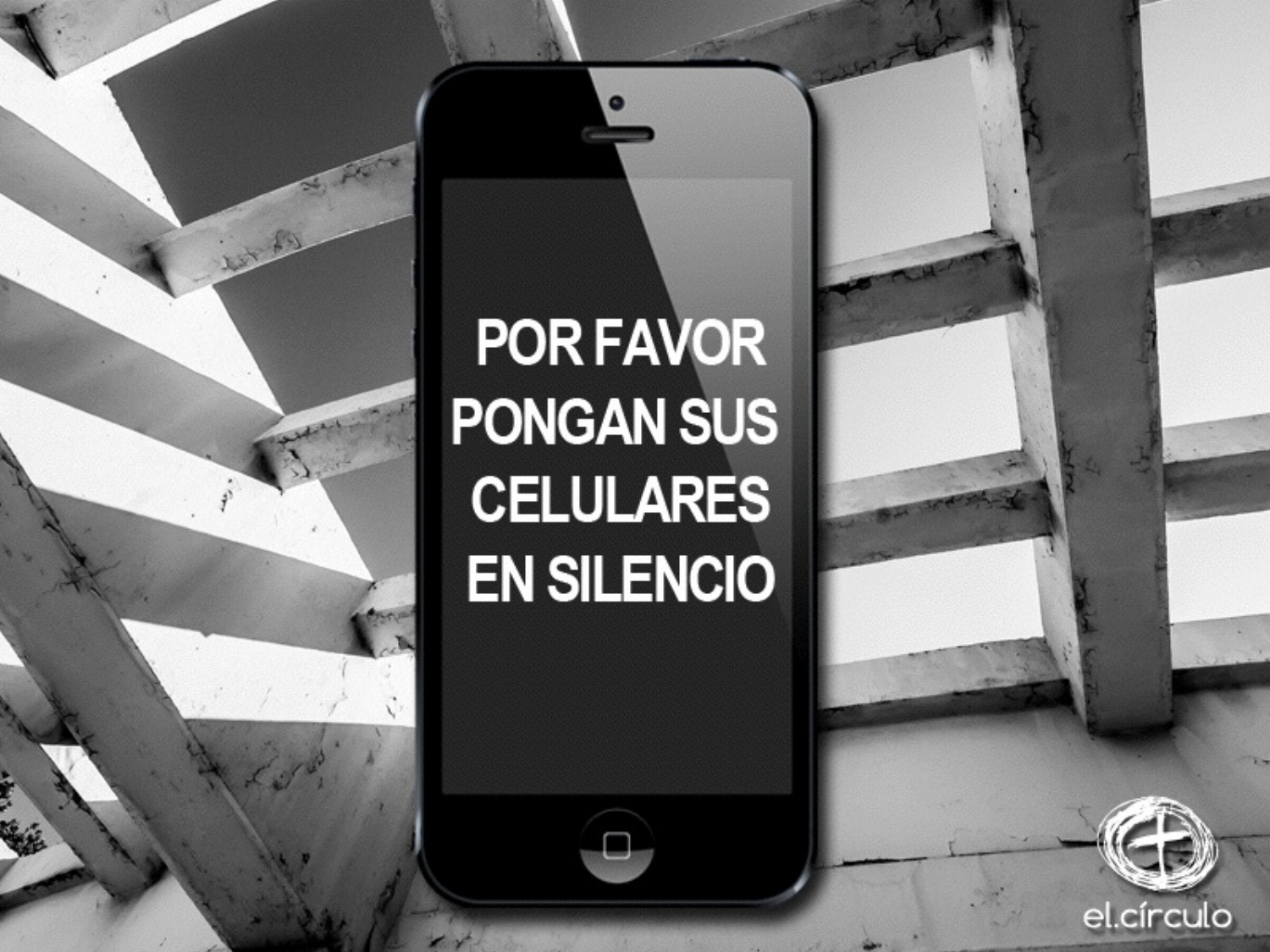POR FAVOR
PONGAN SUS
CELULARES
EN SILENCIO

el.círculo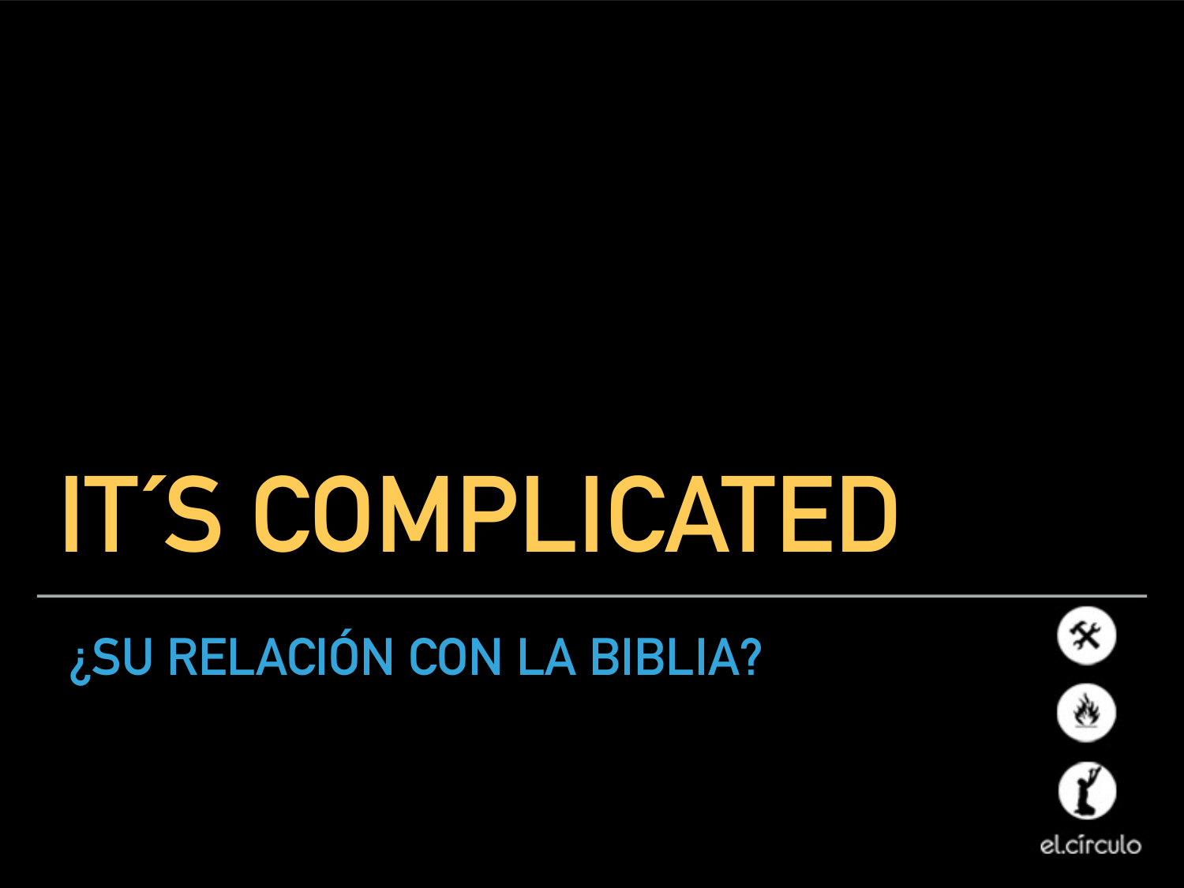# IT´S COMPLICATED

## ¿SU RELACIÓN CON LA BIBLIA?

el.círculo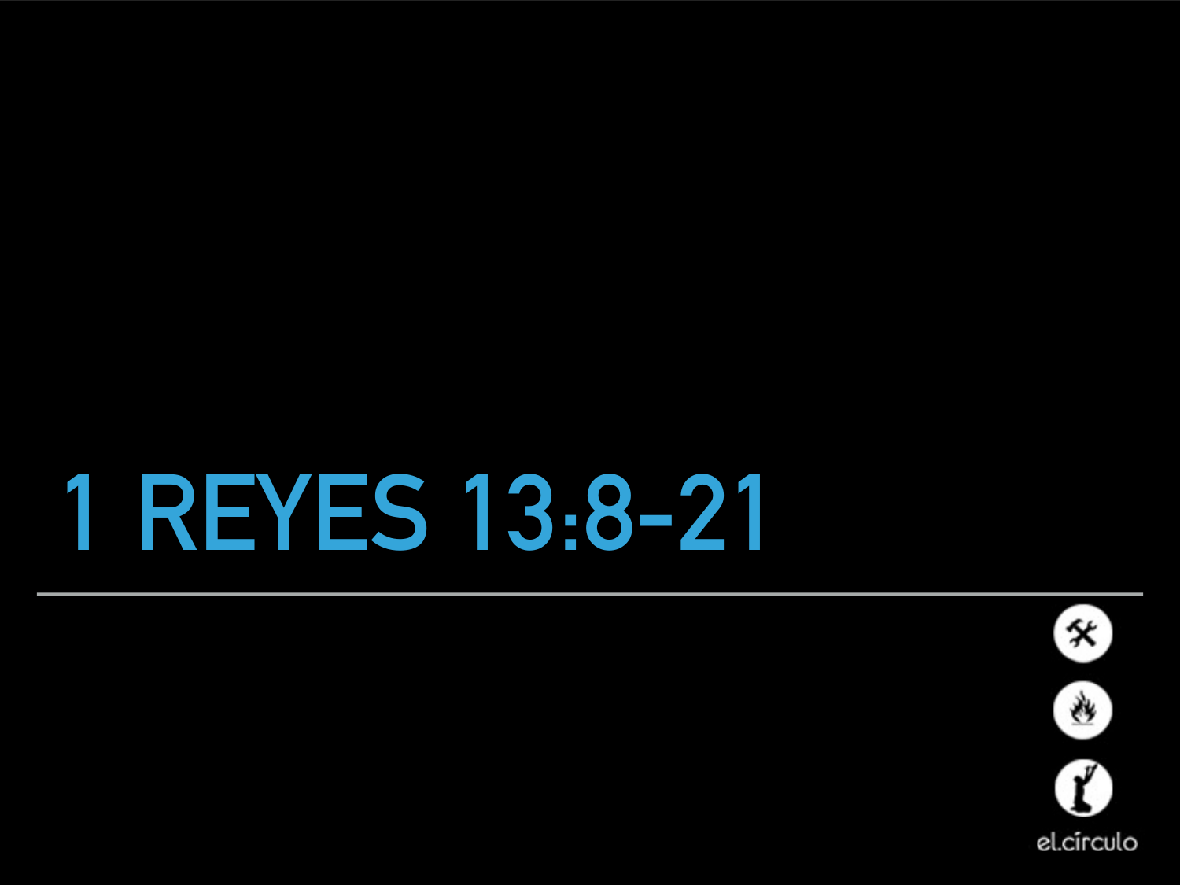# 1 REYES 13:8-21

el.círculo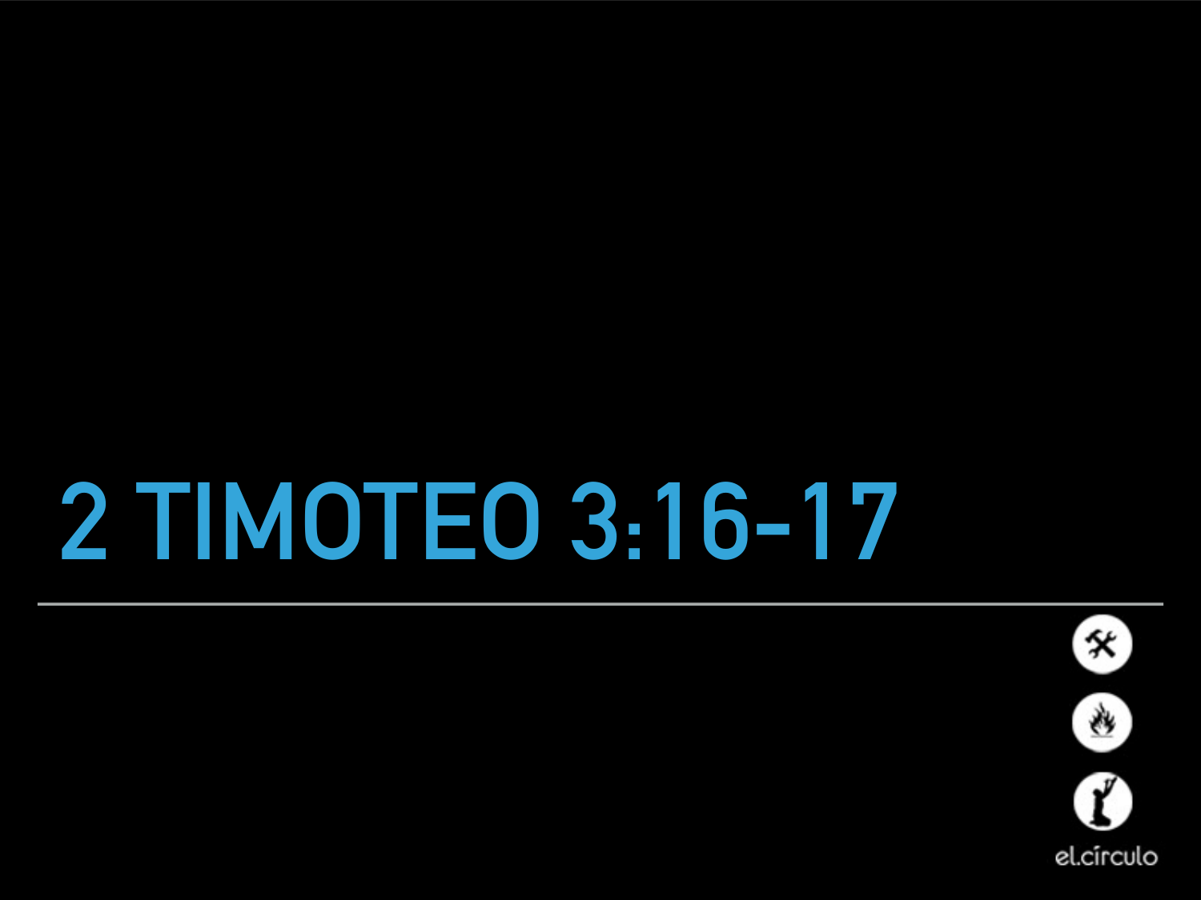# 2 TIMOTEO 3:16-17

el.círculo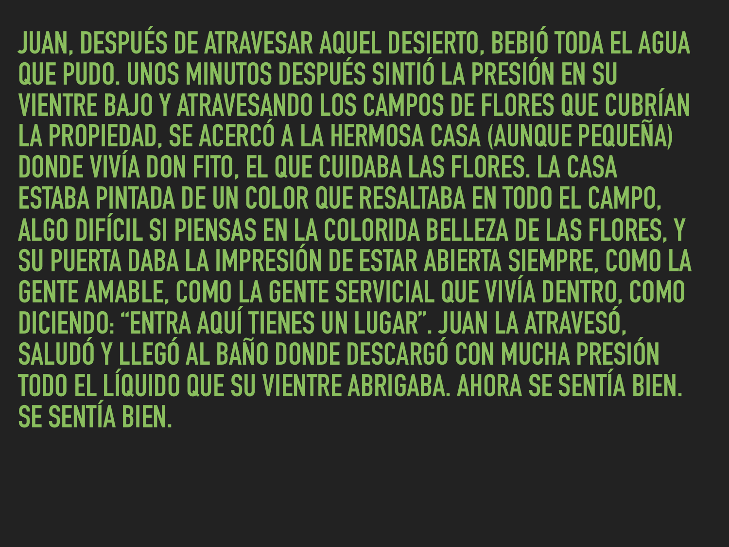JUAN, DESPUÉS DE ATRAVESAR AQUEL DESIERTO, BEBIÓ TODA EL AGUA QUE PUDO. UNOS MINUTOS DESPUÉS SINTIÓ LA PRESIÓN EN SU VIENTRE BAJO Y ATRAVESANDO LOS CAMPOS DE FLORES QUE CUBRÍAN LA PROPIEDAD, SE ACERCÓ A LA HERMOSA CASA (AUNQUE PEQUEÑA) DONDE VIVÍA DON FITO, EL QUE CUIDABA LAS FLORES. LA CASA ESTABA PINTADA DE UN COLOR QUE RESALTABA EN TODO EL CAMPO, ALGO DIFÍCIL SI PIENSAS EN LA COLORIDA BELLEZA DE LAS FLORES, Y SU PUERTA DABA LA IMPRESIÓN DE ESTAR ABIERTA SIEMPRE, COMO LA GENTE AMABLE, COMO LA GENTE SERVICIAL QUE VIVÍA DENTRO, COMO DICIENDO: "ENTRA AQUÍ TIENES UN LUGAR". JUAN LA ATRAVESÓ, SALUDÓ Y LLEGÓ AL BAÑO DONDE DESCARGÓ CON MUCHA PRESIÓN TODO EL LÍQUIDO QUE SU VIENTRE ABRIGABA. AHORA SE SENTÍA BIEN. SE SENTÍA BIEN.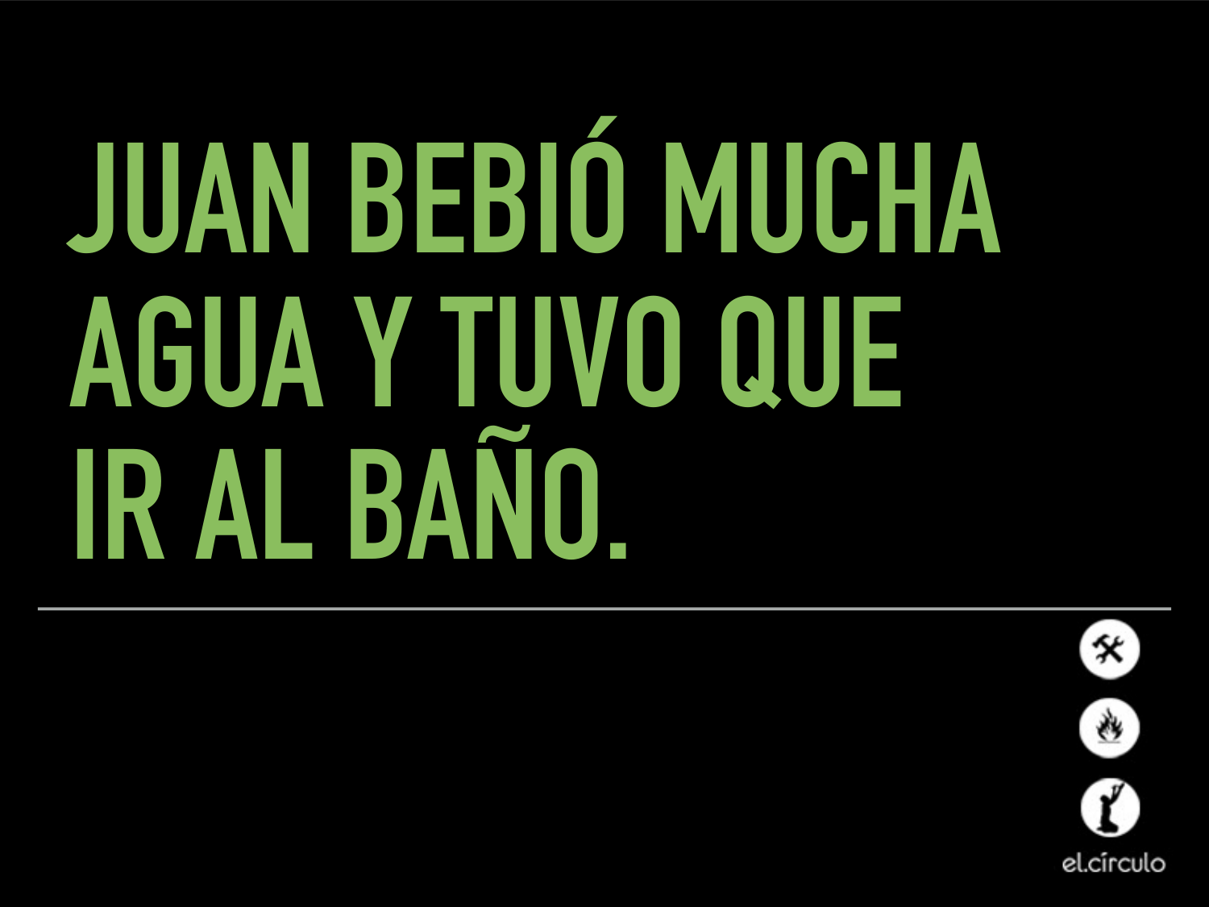# JUAN BEBIÓ MUCHA AGUA Y TUVO QUE IR AL BAÑO.

el.círculo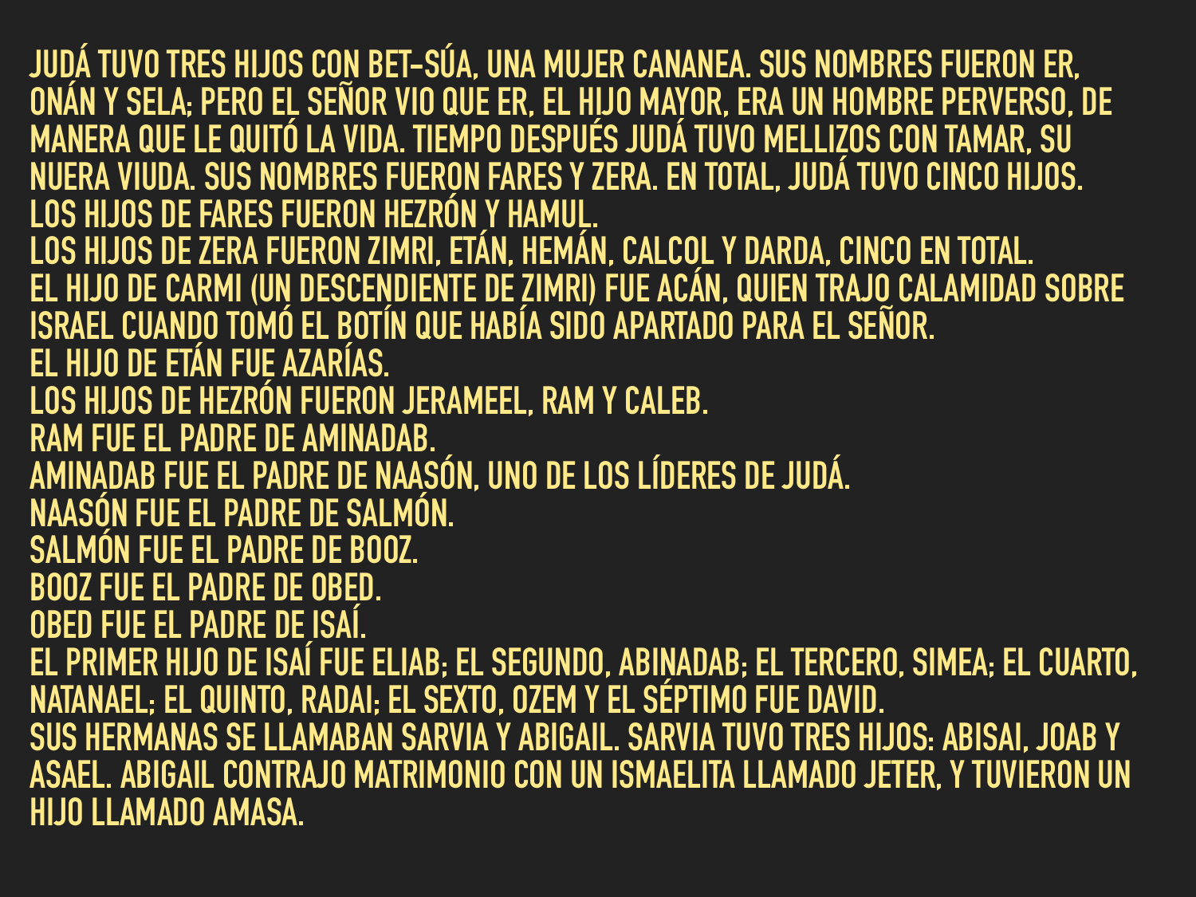JUDÁ TUVO TRES HIJOS CON BET-SÚA, UNA MUJER CANANEA. SUS NOMBRES FUERON ER, ONÁN Y SELA; PERO EL SEÑOR VIO QUE ER, EL HIJO MAYOR, ERA UN HOMBRE PERVERSO, DE MANERA QUE LE QUITÓ LA VIDA. TIEMPO DESPUÉS JUDÁ TUVO MELLIZOS CON TAMAR, SU NUERA VIUDA. SUS NOMBRES FUERON FARES Y ZERA. EN TOTAL, JUDÁ TUVO CINCO HIJOS.

LOS HIJOS DE FARES FUERON HEZRÓN Y HAMUL.

LOS HIJOS DE ZERA FUERON ZIMRI, ETÁN, HEMÁN, CALCOL Y DARDA, CINCO EN TOTAL.

EL HIJO DE CARMI (UN DESCENDIENTE DE ZIMRI) FUE ACÁN, QUIEN TRAJO CALAMIDAD SOBRE ISRAEL CUANDO TOMÓ EL BOTÍN QUE HABÍA SIDO APARTADO PARA EL SEÑOR.

EL HIJO DE ETÁN FUE AZARÍAS.

LOS HIJOS DE HEZRÓN FUERON JERAMEEL, RAM Y CALEB.

RAM FUE EL PADRE DE AMINADAB.

AMINADAB FUE EL PADRE DE NAASÓN, UNO DE LOS LÍDERES DE JUDÁ.

NAASÓN FUE EL PADRE DE SALMÓN.

SALMÓN FUE EL PADRE DE BOOZ.

BOOZ FUE EL PADRE DE OBED.

OBED FUE EL PADRE DE ISAÍ.

EL PRIMER HIJO DE ISAÍ FUE ELIAB; EL SEGUNDO, ABINADAB; EL TERCERO, SIMEA; EL CUARTO, NATANAEL; EL QUINTO, RADAI; EL SEXTO, OZEM Y EL SÉPTIMO FUE DAVID.

SUS HERMANAS SE LLAMABAN SARVIA Y ABIGAIL. SARVIA TUVO TRES HIJOS: ABISAI, JOAB Y ASAEL. ABIGAIL CONTRAJO MATRIMONIO CON UN ISMAELITA LLAMADO JETER, Y TUVIERON UN HIJO LLAMADO AMASA.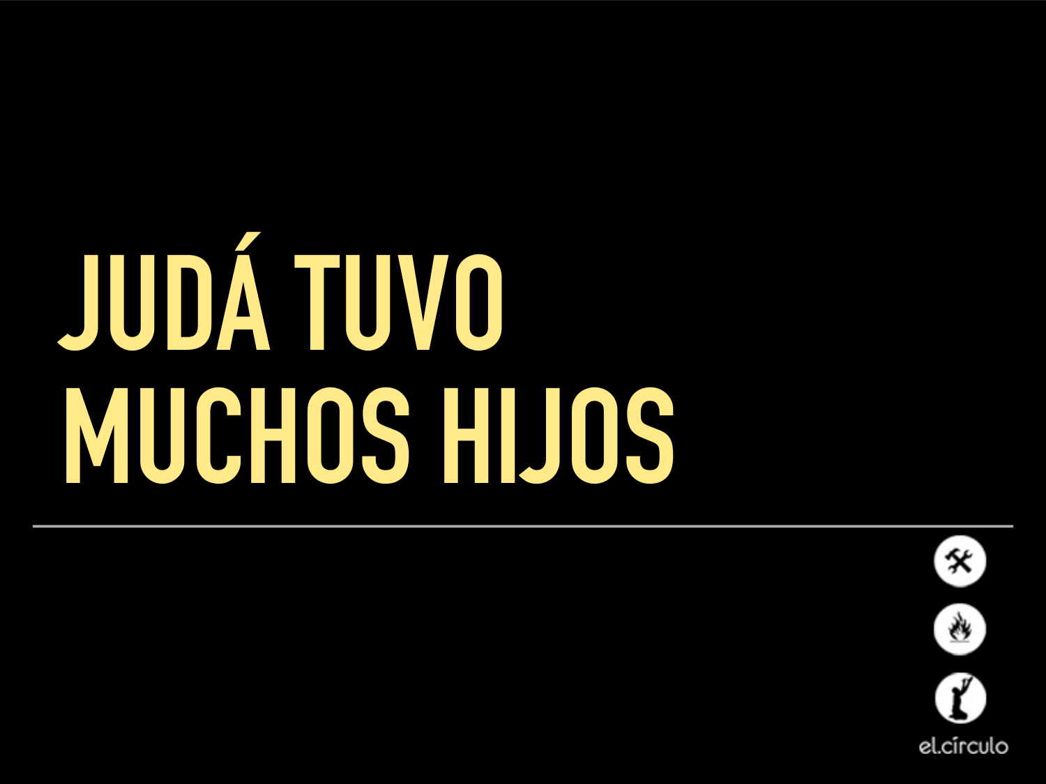# JUDÁ TUVO MUCHOS HIJOS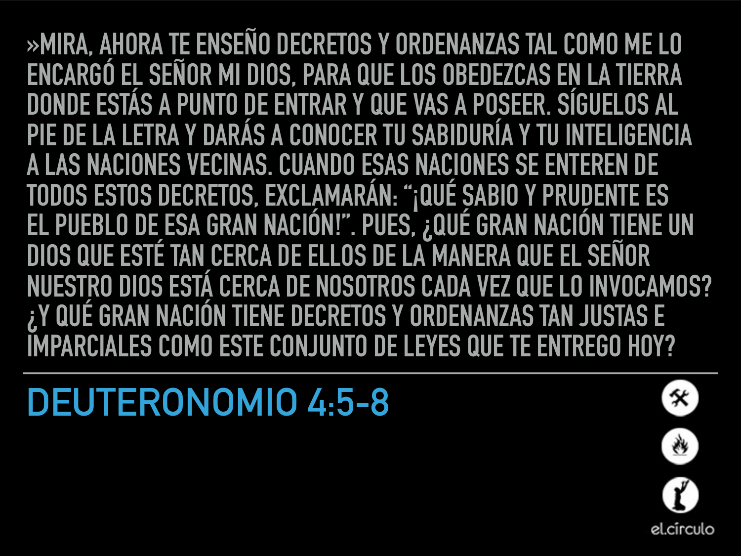»MIRA, AHORA TE ENSEÑO DECRETOS Y ORDENANZAS TAL COMO ME LO ENCARGÓ EL SEÑOR MI DIOS, PARA QUE LOS OBEDEZCAS EN LA TIERRA DONDE ESTÁS A PUNTO DE ENTRAR Y QUE VAS A POSEER. SÍGUELOS AL PIE DE LA LETRA Y DARÁS A CONOCER TU SABIDURÍA Y TU INTELIGENCIA A LAS NACIONES VECINAS. CUANDO ESAS NACIONES SE ENTEREN DE TODOS ESTOS DECRETOS, EXCLAMARÁN: "¡QUÉ SABIO Y PRUDENTE ES EL PUEBLO DE ESA GRAN NACIÓN!". PUES, ¿QUÉ GRAN NACIÓN TIENE UN DIOS QUE ESTÉ TAN CERCA DE ELLOS DE LA MANERA QUE EL SEÑOR NUESTRO DIOS ESTÁ CERCA DE NOSOTROS CADA VEZ QUE LO INVOCAMOS? ¿Y QUÉ GRAN NACIÓN TIENE DECRETOS Y ORDENANZAS TAN JUSTAS E IMPARCIALES COMO ESTE CONJUNTO DE LEYES QUE TE ENTREGO HOY?

---

## DEUTERONOMIO 4:5-8

el.círculo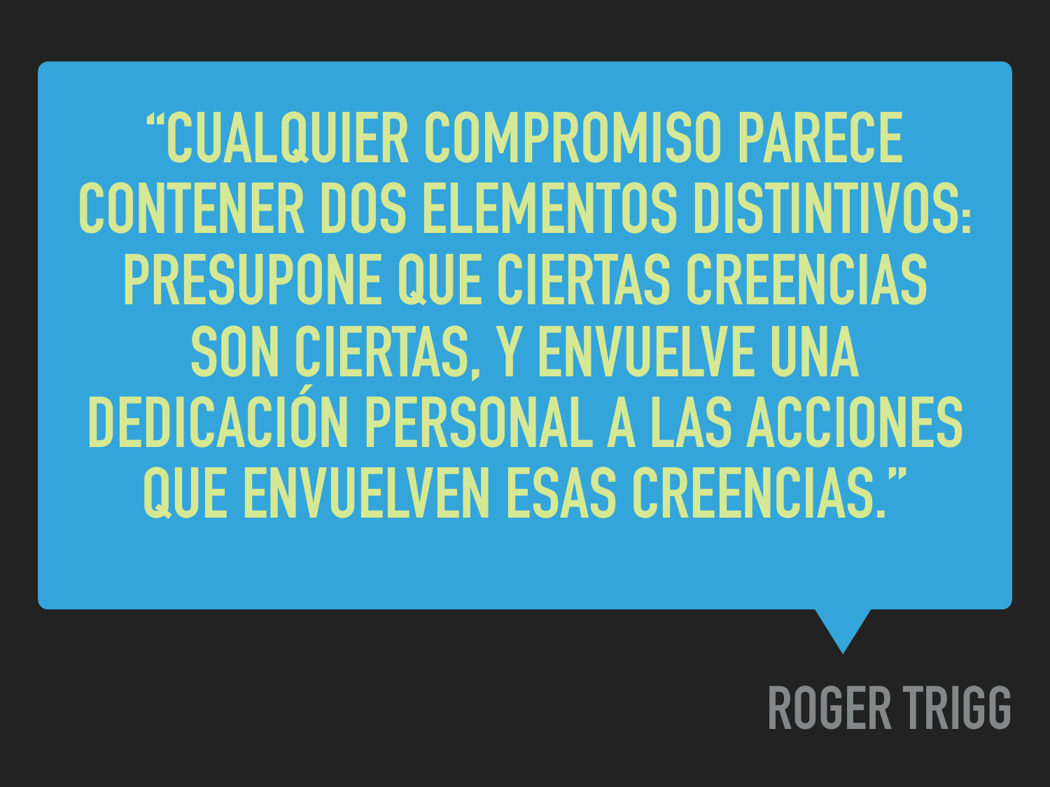> "CUALQUIER COMPROMISO PARECE CONTENER DOS ELEMENTOS DISTINTIVOS: PRESUPONE QUE CIERTAS CREENCIAS SON CIERTAS, Y ENVUELVE UNA DEDICACIÓN PERSONAL A LAS ACCIONES QUE ENVUELVEN ESAS CREENCIAS."

ROGER TRIGG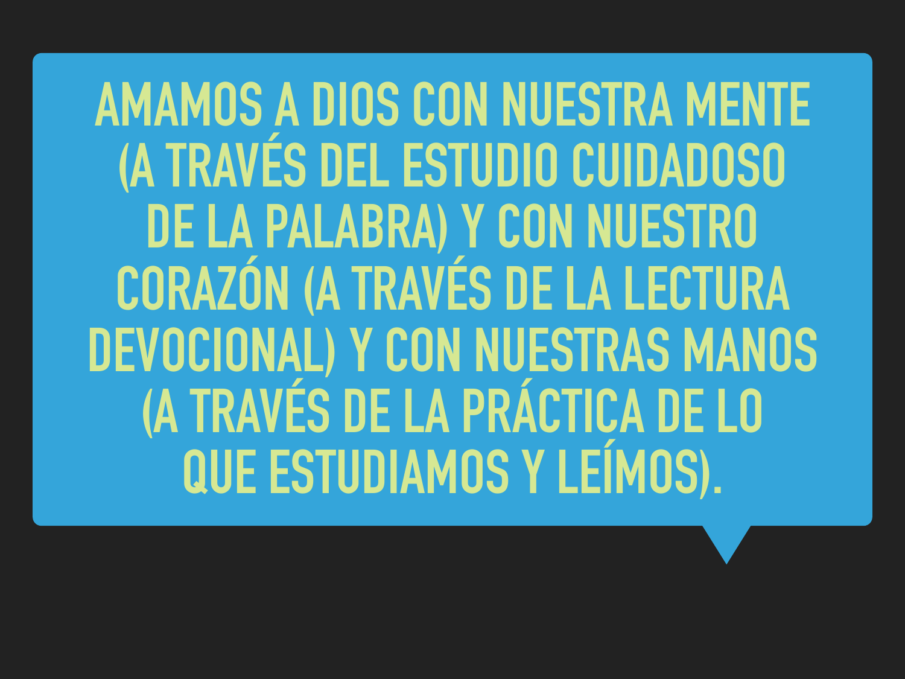AMAMOS A DIOS CON NUESTRA MENTE (A TRAVÉS DEL ESTUDIO CUIDADOSO DE LA PALABRA) Y CON NUESTRO CORAZÓN (A TRAVÉS DE LA LECTURA DEVOCIONAL) Y CON NUESTRAS MANOS (A TRAVÉS DE LA PRÁCTICA DE LO QUE ESTUDIAMOS Y LEÍMOS).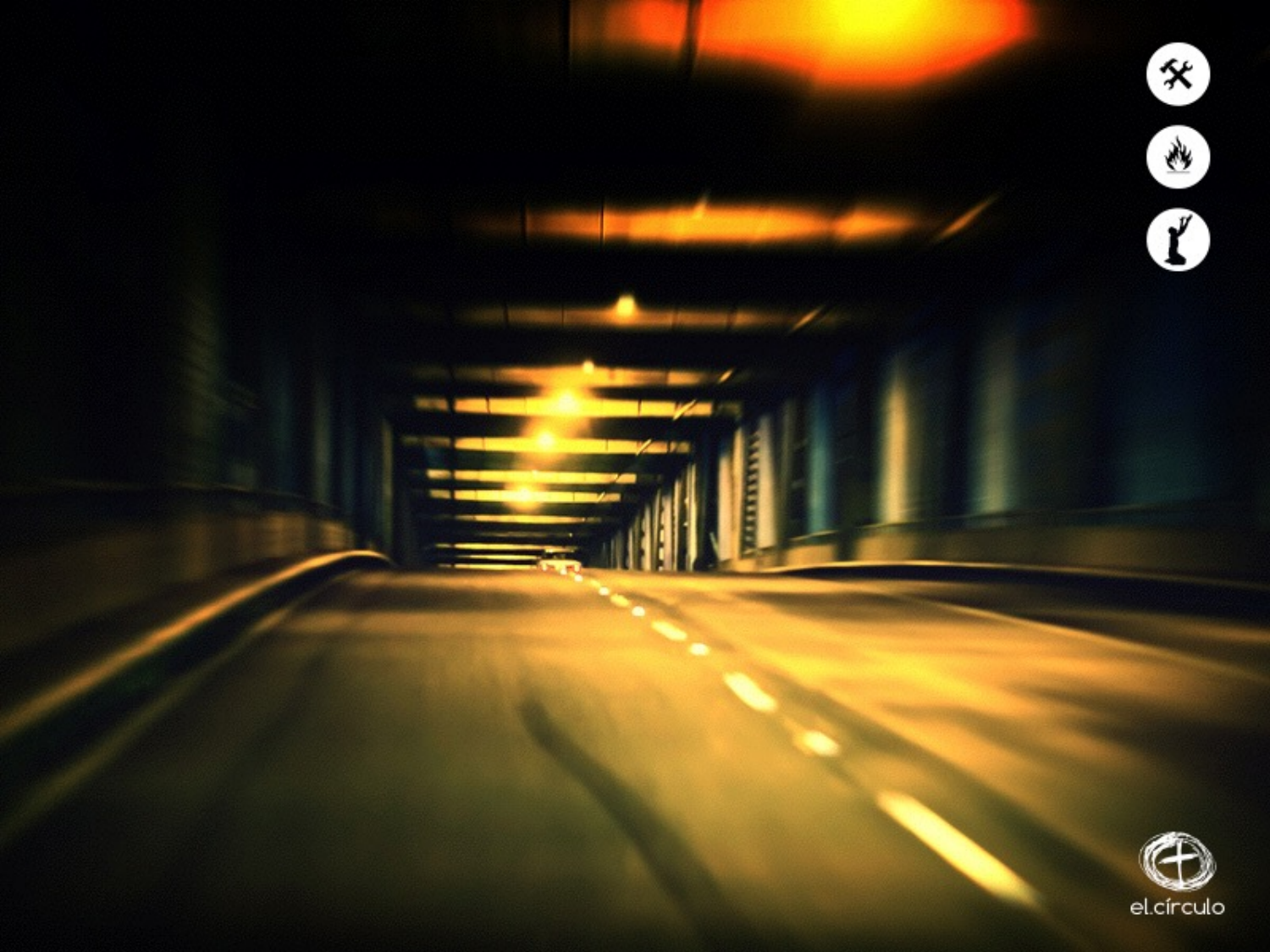el.círculo